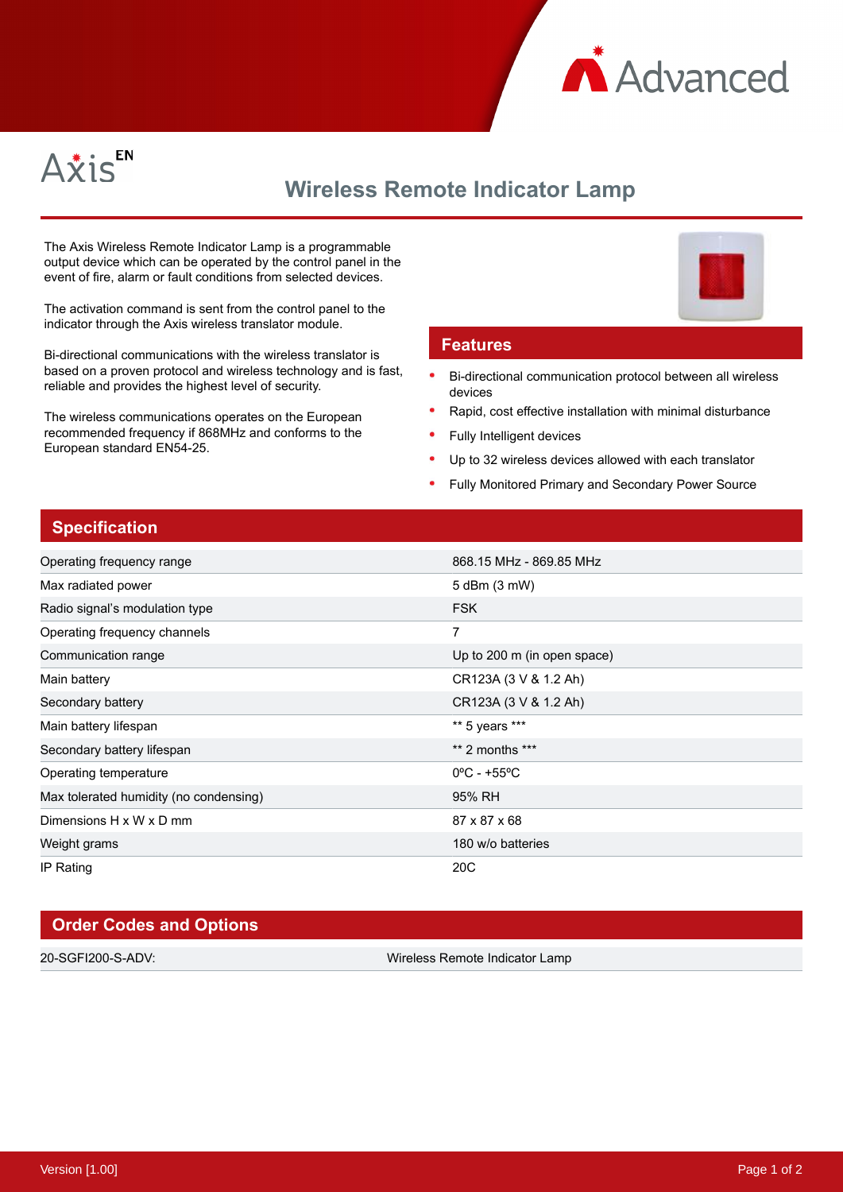Axis EN

# Wireless Remote Indicator Lamp

The Axis Wireless Remote Indicator Lamp is a programmable output device which can be operated by the control panel in the event of fire, alarm or fault conditions from selected devices.

The activation command is sent from the control panel to the indicator through the Axis wireless translator module.

Bi-directional communications with the wireless translator is based on a proven protocol and wireless technology and is fast, reliable and provides the highest level of security.

The wireless communications operates on the European recommended frequency if 868MHz and conforms to the European standard EN54-25.

## Features

- Bi-directional communication protocol between all wireless devices
- Rapid, cost effective installation with minimal disturbance
- Fully Intelligent devices
- Up to 32 wireless devices allowed with each translator
- Fully Monitored Primary and Secondary Power Source

## Specification

| | |
|---|---|
| Operating frequency range | 868.15 MHz - 869.85 MHz |
| Max radiated power | 5 dBm (3 mW) |
| Radio signal's modulation type | FSK |
| Operating frequency channels | 7 |
| Communication range | Up to 200 m (in open space) |
| Main battery | CR123A (3 V & 1.2 Ah) |
| Secondary battery | CR123A (3 V & 1.2 Ah) |
| Main battery lifespan | ** 5 years *** |
| Secondary battery lifespan | ** 2 months *** |
| Operating temperature | 0ºC - +55ºC |
| Max tolerated humidity (no condensing) | 95% RH |
| Dimensions H x W x D mm | 87 x 87 x 68 |
| Weight grams | 180 w/o batteries |
| IP Rating | 20C |

## Order Codes and Options

| | |
|---|---|
| 20-SGFI200-S-ADV: | Wireless Remote Indicator Lamp |

Version [1.00]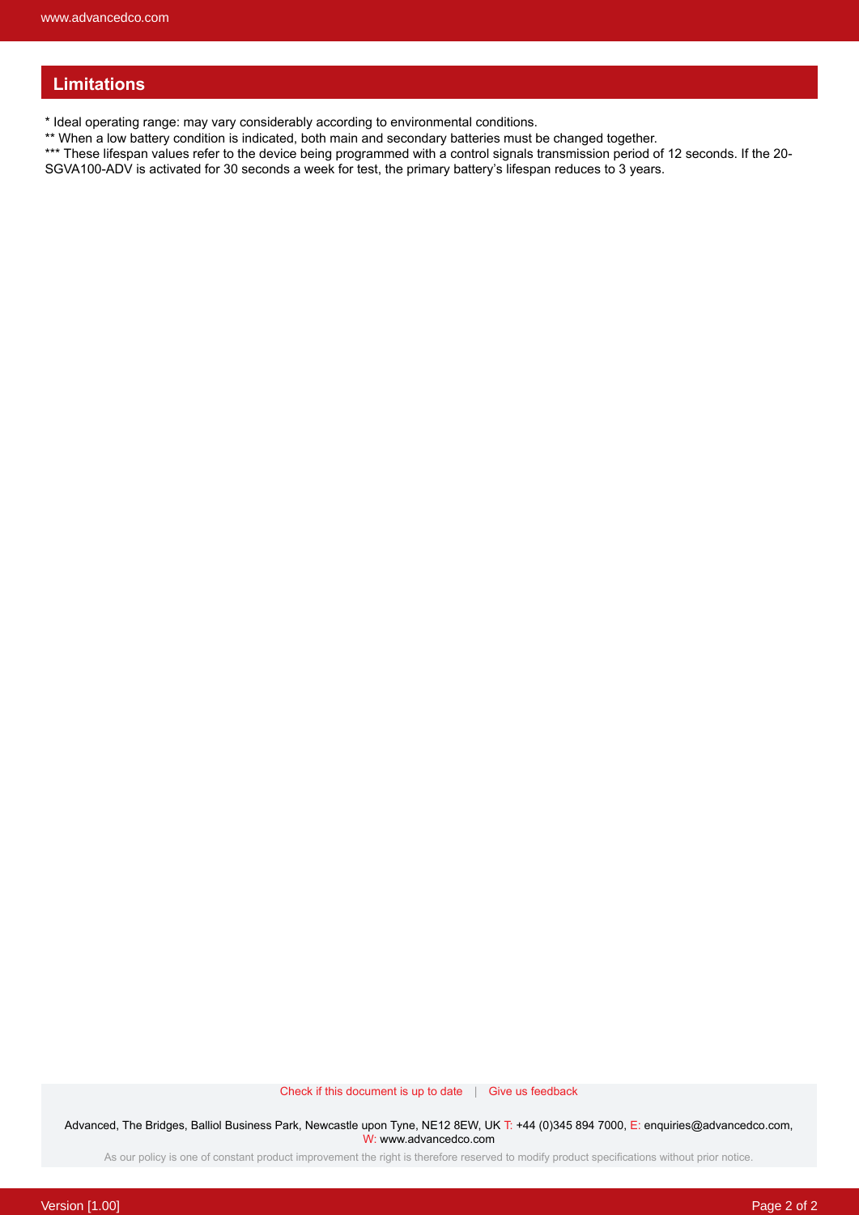## Limitations

* Ideal operating range: may vary considerably according to environmental conditions.
** When a low battery condition is indicated, both main and secondary batteries must be changed together.
*** These lifespan values refer to the device being programmed with a control signals transmission period of 12 seconds. If the 20-SGVA100-ADV is activated for 30 seconds a week for test, the primary battery's lifespan reduces to 3 years.

Check if this document is up to date | Give us feedback

Advanced, The Bridges, Balliol Business Park, Newcastle upon Tyne, NE12 8EW, UK T: +44 (0)345 894 7000, E: enquiries@advancedco.com, W: www.advancedco.com

As our policy is one of constant product improvement the right is therefore reserved to modify product specifications without prior notice.

Version [1.00]